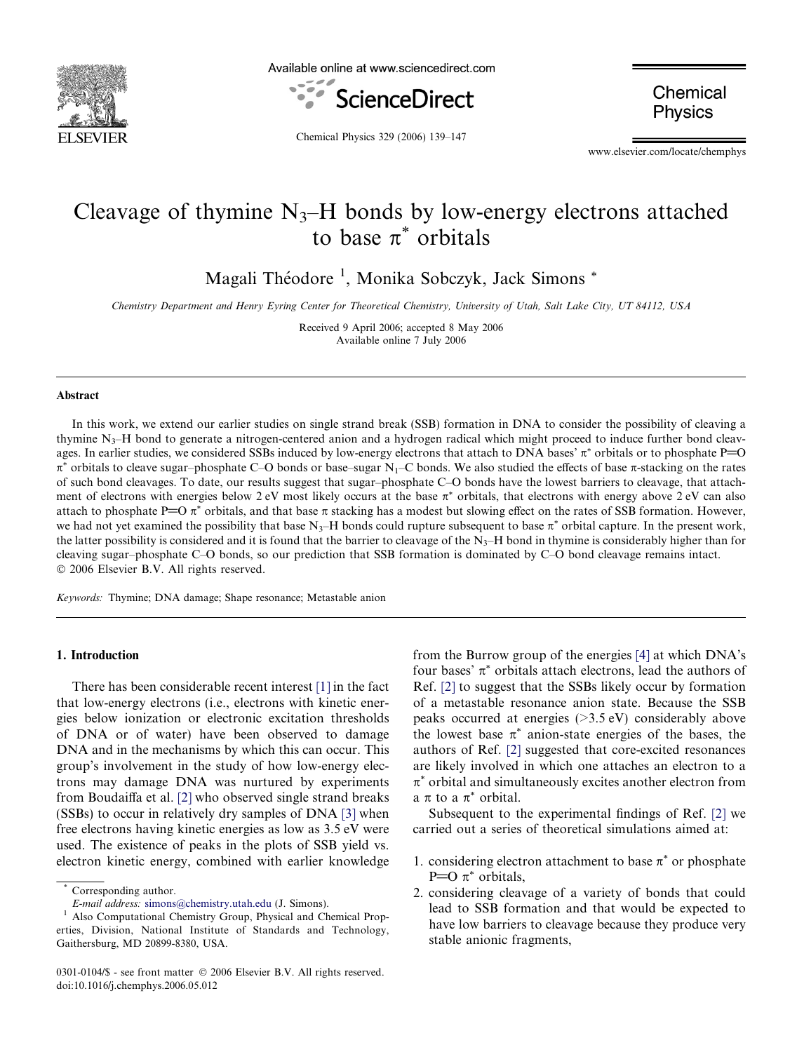# Cleavage of thymine $N_3$–H bonds by low-energy electrons attached to base $\pi^*$ orbitals

Magali Théodore [1], Monika Sobczyk, Jack Simons *

*Chemistry Department and Henry Eyring Center for Theoretical Chemistry, University of Utah, Salt Lake City, UT 84112, USA*

Received 9 April 2006; accepted 8 May 2006
Available online 7 July 2006

## Abstract

In this work, we extend our earlier studies on single strand break (SSB) formation in DNA to consider the possibility of cleaving a thymine $N_3$–H bond to generate a nitrogen-centered anion and a hydrogen radical which might proceed to induce further bond cleavages. In earlier studies, we considered SSBs induced by low-energy electrons that attach to DNA bases' $\pi^*$ orbitals or to phosphate P=O $\pi^*$ orbitals to cleave sugar–phosphate C–O bonds or base–sugar $N_1$–C bonds. We also studied the effects of base $\pi$-stacking on the rates of such bond cleavages. To date, our results suggest that sugar–phosphate C–O bonds have the lowest barriers to cleavage, that attachment of electrons with energies below 2 eV most likely occurs at the base $\pi^*$ orbitals, that electrons with energy above 2 eV can also attach to phosphate P=O $\pi^*$ orbitals, and that base $\pi$ stacking has a modest but slowing effect on the rates of SSB formation. However, we had not yet examined the possibility that base $N_3$–H bonds could rupture subsequent to base $\pi^*$ orbital capture. In the present work, the latter possibility is considered and it is found that the barrier to cleavage of the $N_3$–H bond in thymine is considerably higher than for cleaving sugar–phosphate C–O bonds, so our prediction that SSB formation is dominated by C–O bond cleavage remains intact.
© 2006 Elsevier B.V. All rights reserved.

*Keywords:* Thymine; DNA damage; Shape resonance; Metastable anion

## 1. Introduction

There has been considerable recent interest [1] in the fact that low-energy electrons (i.e., electrons with kinetic energies below ionization or electronic excitation thresholds of DNA or of water) have been observed to damage DNA and in the mechanisms by which this can occur. This group's involvement in the study of how low-energy electrons may damage DNA was nurtured by experiments from Boudaiffa et al. [2] who observed single strand breaks (SSBs) to occur in relatively dry samples of DNA [3] when free electrons having kinetic energies as low as 3.5 eV were used. The existence of peaks in the plots of SSB yield vs. electron kinetic energy, combined with earlier knowledge from the Burrow group of the energies [4] at which DNA's four bases' $\pi^*$ orbitals attach electrons, lead the authors of Ref. [2] to suggest that the SSBs likely occur by formation of a metastable resonance anion state. Because the SSB peaks occurred at energies (>3.5 eV) considerably above the lowest base $\pi^*$ anion-state energies of the bases, the authors of Ref. [2] suggested that core-excited resonances are likely involved in which one attaches an electron to a $\pi^*$ orbital and simultaneously excites another electron from a $\pi$ to a $\pi^*$ orbital.

Subsequent to the experimental findings of Ref. [2] we carried out a series of theoretical simulations aimed at:

1. considering electron attachment to base $\pi^*$ or phosphate P=O $\pi^*$ orbitals,
2. considering cleavage of a variety of bonds that could lead to SSB formation and that would be expected to have low barriers to cleavage because they produce very stable anionic fragments,

---

* Corresponding author.
*E-mail address:* simons@chemistry.utah.edu (J. Simons).
[1] Also Computational Chemistry Group, Physical and Chemical Properties, Division, National Institute of Standards and Technology, Gaithersburg, MD 20899-8380, USA.

0301-0104/$ - see front matter © 2006 Elsevier B.V. All rights reserved.
doi:10.1016/j.chemphys.2006.05.012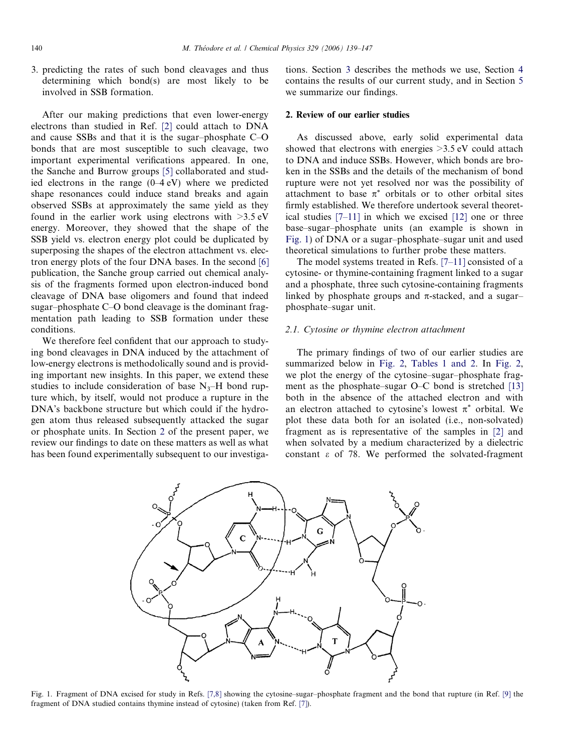3. predicting the rates of such bond cleavages and thus determining which bond(s) are most likely to be involved in SSB formation.

After our making predictions that even lower-energy electrons than studied in Ref. [2] could attach to DNA and cause SSBs and that it is the sugar–phosphate C–O bonds that are most susceptible to such cleavage, two important experimental verifications appeared. In one, the Sanche and Burrow groups [5] collaborated and studied electrons in the range (0–4 eV) where we predicted shape resonances could induce stand breaks and again observed SSBs at approximately the same yield as they found in the earlier work using electrons with >3.5 eV energy. Moreover, they showed that the shape of the SSB yield vs. electron energy plot could be duplicated by superposing the shapes of the electron attachment vs. electron energy plots of the four DNA bases. In the second [6] publication, the Sanche group carried out chemical analysis of the fragments formed upon electron-induced bond cleavage of DNA base oligomers and found that indeed sugar–phosphate C–O bond cleavage is the dominant fragmentation path leading to SSB formation under these conditions.

We therefore feel confident that our approach to studying bond cleavages in DNA induced by the attachment of low-energy electrons is methodolically sound and is providing important new insights. In this paper, we extend these studies to include consideration of base $N_3$–H bond rupture which, by itself, would not produce a rupture in the DNA's backbone structure but which could if the hydrogen atom thus released subsequently attacked the sugar or phosphate units. In Section 2 of the present paper, we review our findings to date on these matters as well as what has been found experimentally subsequent to our investigations. Section 3 describes the methods we use, Section 4 contains the results of our current study, and in Section 5 we summarize our findings.

## 2. Review of our earlier studies

As discussed above, early solid experimental data showed that electrons with energies >3.5 eV could attach to DNA and induce SSBs. However, which bonds are broken in the SSBs and the details of the mechanism of bond rupture were not yet resolved nor was the possibility of attachment to base $\pi^*$ orbitals or to other orbital sites firmly established. We therefore undertook several theoretical studies [7–11] in which we excised [12] one or three base–sugar–phosphate units (an example is shown in Fig. 1) of DNA or a sugar–phosphate–sugar unit and used theoretical simulations to further probe these matters.

The model systems treated in Refs. [7–11] consisted of a cytosine- or thymine-containing fragment linked to a sugar and a phosphate, three such cytosine-containing fragments linked by phosphate groups and π-stacked, and a sugar–phosphate–sugar unit.

### 2.1. Cytosine or thymine electron attachment

The primary findings of two of our earlier studies are summarized below in Fig. 2, Tables 1 and 2. In Fig. 2, we plot the energy of the cytosine–sugar–phosphate fragment as the phosphate–sugar O–C bond is stretched [13] both in the absence of the attached electron and with an electron attached to cytosine's lowest $\pi^*$ orbital. We plot these data both for an isolated (i.e., non-solvated) fragment as is representative of the samples in [2] and when solvated by a medium characterized by a dielectric constant $\varepsilon$ of 78. We performed the solvated-fragment

Fig. 1. Fragment of DNA excised for study in Refs. [7,8] showing the cytosine–sugar–phosphate fragment and the bond that rupture (in Ref. [9] the fragment of DNA studied contains thymine instead of cytosine) (taken from Ref. [7]).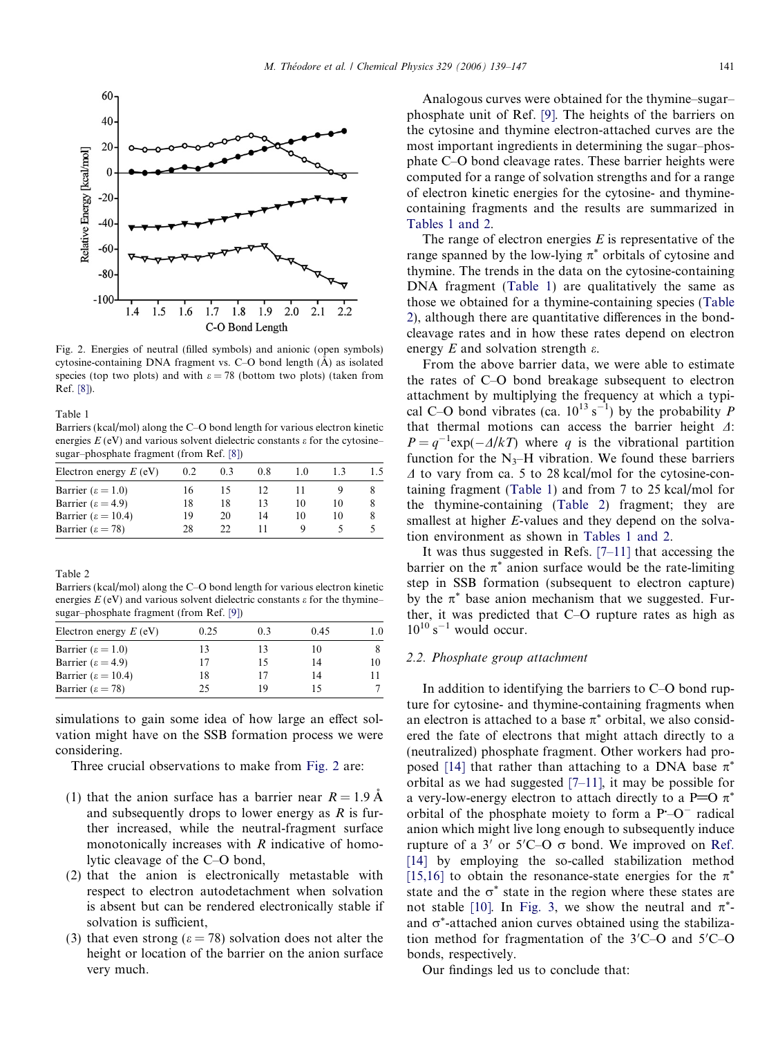Fig. 2. Energies of neutral (filled symbols) and anionic (open symbols) cytosine-containing DNA fragment vs. C–O bond length (Å) as isolated species (top two plots) and with $\varepsilon = 78$ (bottom two plots) (taken from Ref. [8]).

Table 1
Barriers (kcal/mol) along the C–O bond length for various electron kinetic energies $E$ (eV) and various solvent dielectric constants $\varepsilon$ for the cytosine–sugar–phosphate fragment (from Ref. [8])

| Electron energy $E$ (eV) | 0.2 | 0.3 | 0.8 | 1.0 | 1.3 | 1.5 |
|---|---|---|---|---|---|---|
| Barrier ($\varepsilon = 1.0$) | 16 | 15 | 12 | 11 | 9 | 8 |
| Barrier ($\varepsilon = 4.9$) | 18 | 18 | 13 | 10 | 10 | 8 |
| Barrier ($\varepsilon = 10.4$) | 19 | 20 | 14 | 10 | 10 | 8 |
| Barrier ($\varepsilon = 78$) | 28 | 22 | 11 | 9 | 5 | 5 |

Table 2
Barriers (kcal/mol) along the C–O bond length for various electron kinetic energies $E$ (eV) and various solvent dielectric constants $\varepsilon$ for the thymine–sugar–phosphate fragment (from Ref. [9])

| Electron energy $E$ (eV) | 0.25 | 0.3 | 0.45 | 1.0 |
|---|---|---|---|---|
| Barrier ($\varepsilon = 1.0$) | 13 | 13 | 10 | 8 |
| Barrier ($\varepsilon = 4.9$) | 17 | 15 | 14 | 10 |
| Barrier ($\varepsilon = 10.4$) | 18 | 17 | 14 | 11 |
| Barrier ($\varepsilon = 78$) | 25 | 19 | 15 | 7 |

simulations to gain some idea of how large an effect solvation might have on the SSB formation process we were considering.

Three crucial observations to make from Fig. 2 are:

(1) that the anion surface has a barrier near $R = 1.9$ Å and subsequently drops to lower energy as $R$ is further increased, while the neutral-fragment surface monotonically increases with $R$ indicative of homolytic cleavage of the C–O bond,
(2) that the anion is electronically metastable with respect to electron autodetachment when solvation is absent but can be rendered electronically stable if solvation is sufficient,
(3) that even strong ($\varepsilon = 78$) solvation does not alter the height or location of the barrier on the anion surface very much.

Analogous curves were obtained for the thymine–sugar–phosphate unit of Ref. [9]. The heights of the barriers on the cytosine and thymine electron-attached curves are the most important ingredients in determining the sugar–phosphate C–O bond cleavage rates. These barrier heights were computed for a range of solvation strengths and for a range of electron kinetic energies for the cytosine- and thymine-containing fragments and the results are summarized in Tables 1 and 2.

The range of electron energies $E$ is representative of the range spanned by the low-lying $\pi^*$ orbitals of cytosine and thymine. The trends in the data on the cytosine-containing DNA fragment (Table 1) are qualitatively the same as those we obtained for a thymine-containing species (Table 2), although there are quantitative differences in the bond-cleavage rates and in how these rates depend on electron energy $E$ and solvation strength $\varepsilon$.

From the above barrier data, we were able to estimate the rates of C–O bond breakage subsequent to electron attachment by multiplying the frequency at which a typical C–O bond vibrates (ca. $10^{13}$ s$^{-1}$) by the probability $P$ that thermal motions can access the barrier height $\Delta$: $P = q^{-1}\exp(-\Delta/kT)$ where $q$ is the vibrational partition function for the $N_3$–H vibration. We found these barriers $\Delta$ to vary from ca. 5 to 28 kcal/mol for the cytosine-containing fragment (Table 1) and from 7 to 25 kcal/mol for the thymine-containing (Table 2) fragment; they are smallest at higher $E$-values and they depend on the solvation environment as shown in Tables 1 and 2.

It was thus suggested in Refs. [7–11] that accessing the barrier on the $\pi^*$ anion surface would be the rate-limiting step in SSB formation (subsequent to electron capture) by the $\pi^*$ base anion mechanism that we suggested. Further, it was predicted that C–O rupture rates as high as $10^{10}$ s$^{-1}$ would occur.

### 2.2. Phosphate group attachment

In addition to identifying the barriers to C–O bond rupture for cytosine- and thymine-containing fragments when an electron is attached to a base $\pi^*$ orbital, we also considered the fate of electrons that might attach directly to a (neutralized) phosphate fragment. Other workers had proposed [14] that rather than attaching to a DNA base $\pi^*$ orbital as we had suggested [7–11], it may be possible for a very-low-energy electron to attach directly to a P═O $\pi^*$ orbital of the phosphate moiety to form a P$^\cdot$–O$^-$ radical anion which might live long enough to subsequently induce rupture of a 3′ or 5′C–O $\sigma$ bond. We improved on Ref. [14] by employing the so-called stabilization method [15,16] to obtain the resonance-state energies for the $\pi^*$ state and the $\sigma^*$ state in the region where these states are not stable [10]. In Fig. 3, we show the neutral and $\pi^*$- and $\sigma^*$-attached anion curves obtained using the stabilization method for fragmentation of the 3′C–O and 5′C–O bonds, respectively.

Our findings led us to conclude that: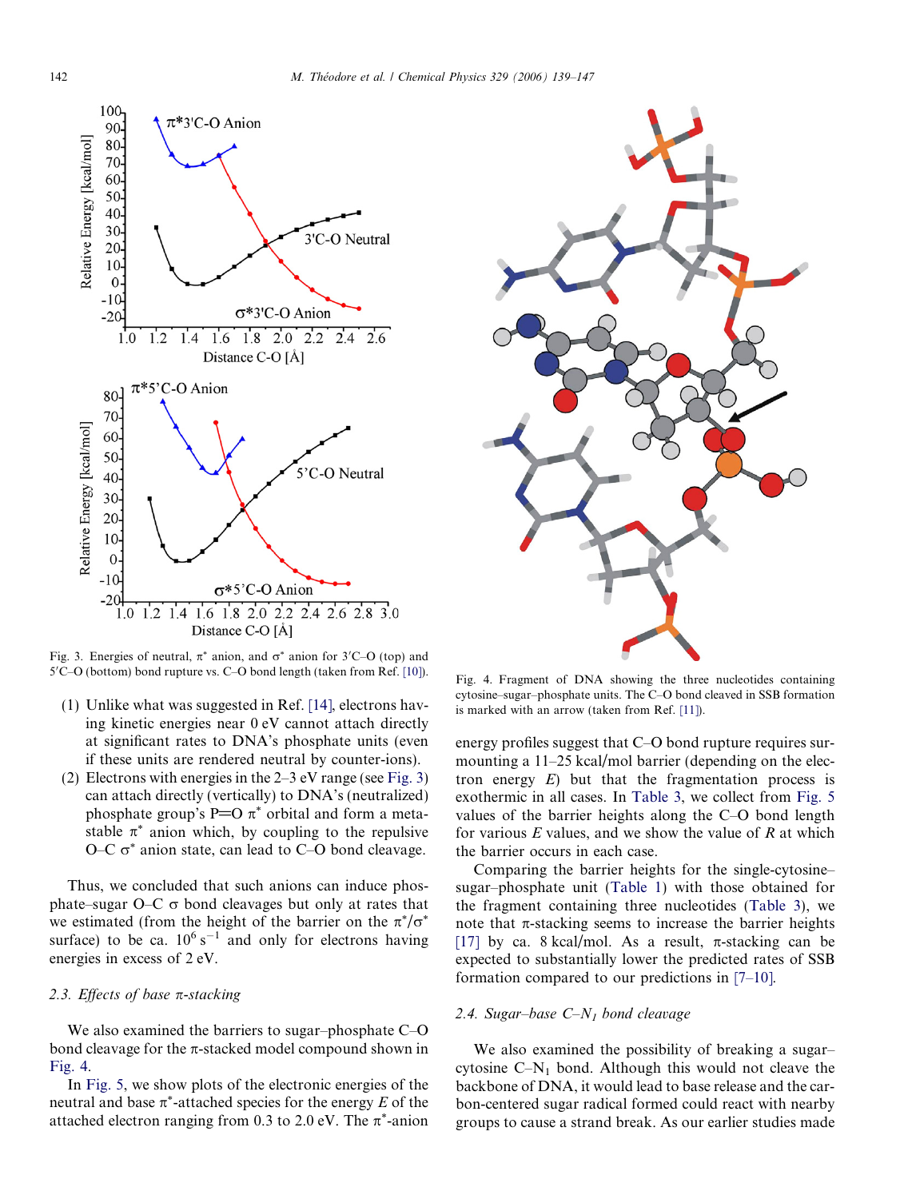Fig. 3. Energies of neutral, $\pi^*$ anion, and $\sigma^*$ anion for 3′C–O (top) and 5′C–O (bottom) bond rupture vs. C–O bond length (taken from Ref. [10]).

Fig. 4. Fragment of DNA showing the three nucleotides containing cytosine–sugar–phosphate units. The C–O bond cleaved in SSB formation is marked with an arrow (taken from Ref. [11]).

(1) Unlike what was suggested in Ref. [14], electrons having kinetic energies near 0 eV cannot attach directly at significant rates to DNA's phosphate units (even if these units are rendered neutral by counter-ions).
(2) Electrons with energies in the 2–3 eV range (see Fig. 3) can attach directly (vertically) to DNA's (neutralized) phosphate group's P═O $\pi^*$ orbital and form a metastable $\pi^*$ anion which, by coupling to the repulsive O–C $\sigma^*$ anion state, can lead to C–O bond cleavage.

Thus, we concluded that such anions can induce phosphate–sugar O–C $\sigma$ bond cleavages but only at rates that we estimated (from the height of the barrier on the $\pi^*/\sigma^*$ surface) to be ca. $10^6\ \text{s}^{-1}$ and only for electrons having energies in excess of 2 eV.

### 2.3. Effects of base π-stacking

We also examined the barriers to sugar–phosphate C–O bond cleavage for the π-stacked model compound shown in Fig. 4.

In Fig. 5, we show plots of the electronic energies of the neutral and base $\pi^*$-attached species for the energy $E$ of the attached electron ranging from 0.3 to 2.0 eV. The $\pi^*$-anion energy profiles suggest that C–O bond rupture requires surmounting a 11–25 kcal/mol barrier (depending on the electron energy $E$) but that the fragmentation process is exothermic in all cases. In Table 3, we collect from Fig. 5 values of the barrier heights along the C–O bond length for various $E$ values, and we show the value of $R$ at which the barrier occurs in each case.

Comparing the barrier heights for the single-cytosine–sugar–phosphate unit (Table 1) with those obtained for the fragment containing three nucleotides (Table 3), we note that π-stacking seems to increase the barrier heights [17] by ca. 8 kcal/mol. As a result, π-stacking can be expected to substantially lower the predicted rates of SSB formation compared to our predictions in [7–10].

### 2.4. Sugar–base C–$N_1$ bond cleavage

We also examined the possibility of breaking a sugar–cytosine C–$N_1$ bond. Although this would not cleave the backbone of DNA, it would lead to base release and the carbon-centered sugar radical formed could react with nearby groups to cause a strand break. As our earlier studies made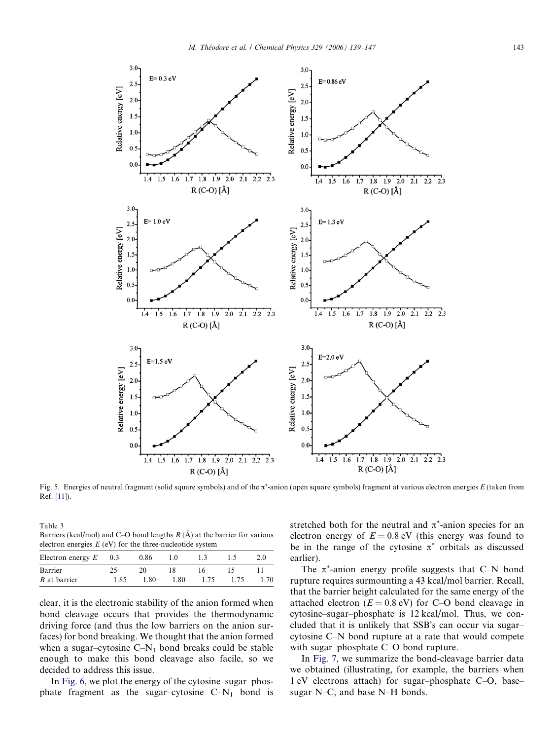Fig. 5. Energies of neutral fragment (solid square symbols) and of the $\pi^*$-anion (open square symbols) fragment at various electron energies $E$ (taken from Ref. [11]).

Table 3
Barriers (kcal/mol) and C–O bond lengths $R$ (Å) at the barrier for various electron energies $E$ (eV) for the three-nucleotide system

| Electron energy $E$ | 0.3 | 0.86 | 1.0 | 1.3 | 1.5 | 2.0 |
|---|---|---|---|---|---|---|
| Barrier | 25 | 20 | 18 | 16 | 15 | 11 |
| $R$ at barrier | 1.85 | 1.80 | 1.80 | 1.75 | 1.75 | 1.70 |

clear, it is the electronic stability of the anion formed when bond cleavage occurs that provides the thermodynamic driving force (and thus the low barriers on the anion surfaces) for bond breaking. We thought that the anion formed when a sugar–cytosine $C–N_1$ bond breaks could be stable enough to make this bond cleavage also facile, so we decided to address this issue.

In Fig. 6, we plot the energy of the cytosine–sugar–phosphate fragment as the sugar–cytosine $C–N_1$ bond is stretched both for the neutral and $\pi^*$-anion species for an electron energy of $E = 0.8$ eV (this energy was found to be in the range of the cytosine $\pi^*$ orbitals as discussed earlier).

The $\pi^*$-anion energy profile suggests that C–N bond rupture requires surmounting a 43 kcal/mol barrier. Recall, that the barrier height calculated for the same energy of the attached electron ($E = 0.8$ eV) for C–O bond cleavage in cytosine–sugar–phosphate is 12 kcal/mol. Thus, we concluded that it is unlikely that SSB's can occur via sugar–cytosine C–N bond rupture at a rate that would compete with sugar–phosphate C–O bond rupture.

In Fig. 7, we summarize the bond-cleavage barrier data we obtained (illustrating, for example, the barriers when 1 eV electrons attach) for sugar–phosphate C–O, base–sugar N–C, and base N–H bonds.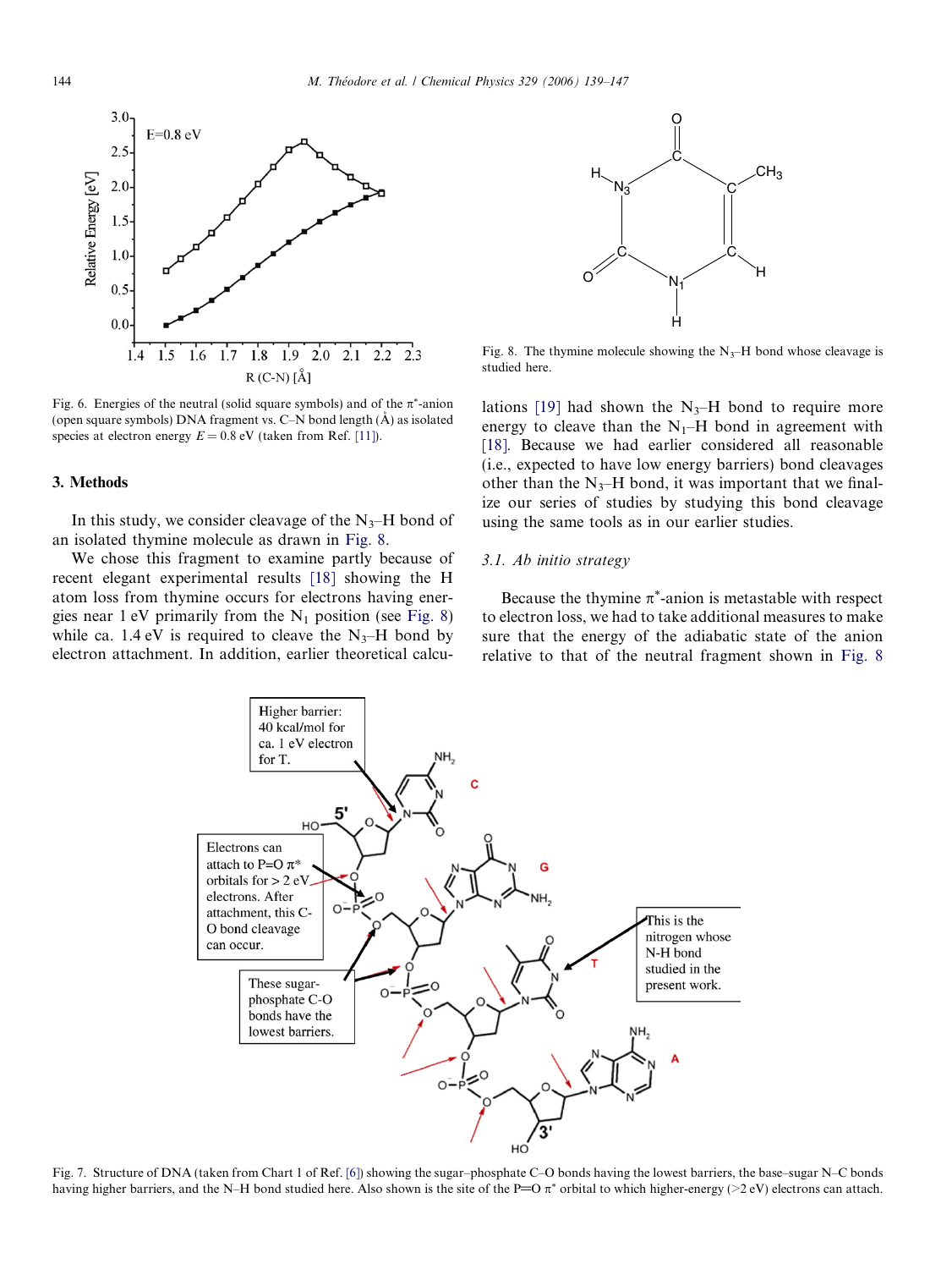Fig. 6. Energies of the neutral (solid square symbols) and of the π*-anion (open square symbols) DNA fragment vs. C–N bond length (Å) as isolated species at electron energy $E = 0.8$ eV (taken from Ref. [11]).

Fig. 8. The thymine molecule showing the $N_3$–H bond whose cleavage is studied here.

## 3. Methods

In this study, we consider cleavage of the $N_3$–H bond of an isolated thymine molecule as drawn in Fig. 8.

We chose this fragment to examine partly because of recent elegant experimental results [18] showing the H atom loss from thymine occurs for electrons having energies near 1 eV primarily from the $N_1$ position (see Fig. 8) while ca. 1.4 eV is required to cleave the $N_3$–H bond by electron attachment. In addition, earlier theoretical calculations [19] had shown the $N_3$–H bond to require more energy to cleave than the $N_1$–H bond in agreement with [18]. Because we had earlier considered all reasonable (i.e., expected to have low energy barriers) bond cleavages other than the $N_3$–H bond, it was important that we finalize our series of studies by studying this bond cleavage using the same tools as in our earlier studies.

### 3.1. Ab initio strategy

Because the thymine π*-anion is metastable with respect to electron loss, we had to take additional measures to make sure that the energy of the adiabatic state of the anion relative to that of the neutral fragment shown in Fig. 8

Fig. 7. Structure of DNA (taken from Chart 1 of Ref. [6]) showing the sugar–phosphate C–O bonds having the lowest barriers, the base–sugar N–C bonds having higher barriers, and the N–H bond studied here. Also shown is the site of the P=O π* orbital to which higher-energy (>2 eV) electrons can attach.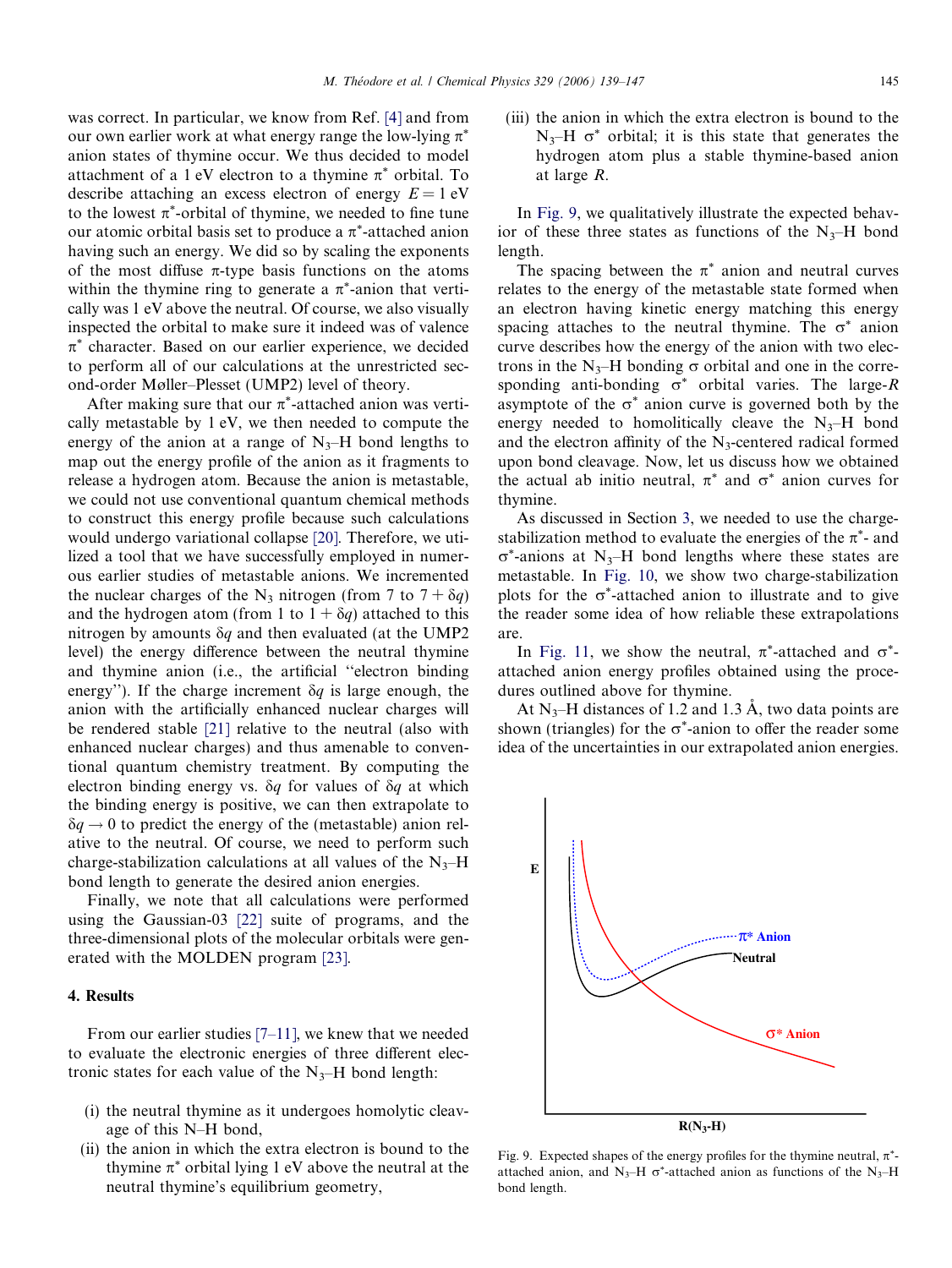was correct. In particular, we know from Ref. [4] and from our own earlier work at what energy range the low-lying $\pi^*$ anion states of thymine occur. We thus decided to model attachment of a 1 eV electron to a thymine $\pi^*$ orbital. To describe attaching an excess electron of energy $E = 1$ eV to the lowest $\pi^*$-orbital of thymine, we needed to fine tune our atomic orbital basis set to produce a $\pi^*$-attached anion having such an energy. We did so by scaling the exponents of the most diffuse $\pi$-type basis functions on the atoms within the thymine ring to generate a $\pi^*$-anion that vertically was 1 eV above the neutral. Of course, we also visually inspected the orbital to make sure it indeed was of valence $\pi^*$ character. Based on our earlier experience, we decided to perform all of our calculations at the unrestricted second-order Møller–Plesset (UMP2) level of theory.

After making sure that our $\pi^*$-attached anion was vertically metastable by 1 eV, we then needed to compute the energy of the anion at a range of $N_3$–H bond lengths to map out the energy profile of the anion as it fragments to release a hydrogen atom. Because the anion is metastable, we could not use conventional quantum chemical methods to construct this energy profile because such calculations would undergo variational collapse [20]. Therefore, we utilized a tool that we have successfully employed in numerous earlier studies of metastable anions. We incremented the nuclear charges of the $N_3$ nitrogen (from 7 to $7 + \delta q$) and the hydrogen atom (from 1 to $1 + \delta q$) attached to this nitrogen by amounts $\delta q$ and then evaluated (at the UMP2 level) the energy difference between the neutral thymine and thymine anion (i.e., the artificial "electron binding energy"). If the charge increment $\delta q$ is large enough, the anion with the artificially enhanced nuclear charges will be rendered stable [21] relative to the neutral (also with enhanced nuclear charges) and thus amenable to conventional quantum chemistry treatment. By computing the electron binding energy vs. $\delta q$ for values of $\delta q$ at which the binding energy is positive, we can then extrapolate to $\delta q \to 0$ to predict the energy of the (metastable) anion relative to the neutral. Of course, we need to perform such charge-stabilization calculations at all values of the $N_3$–H bond length to generate the desired anion energies.

Finally, we note that all calculations were performed using the Gaussian-03 [22] suite of programs, and the three-dimensional plots of the molecular orbitals were generated with the MOLDEN program [23].

## 4. Results

From our earlier studies [7–11], we knew that we needed to evaluate the electronic energies of three different electronic states for each value of the $N_3$–H bond length:

(i) the neutral thymine as it undergoes homolytic cleavage of this N–H bond,
(ii) the anion in which the extra electron is bound to the thymine $\pi^*$ orbital lying 1 eV above the neutral at the neutral thymine's equilibrium geometry,
(iii) the anion in which the extra electron is bound to the $N_3$–H $\sigma^*$ orbital; it is this state that generates the hydrogen atom plus a stable thymine-based anion at large *R*.

In Fig. 9, we qualitatively illustrate the expected behavior of these three states as functions of the $N_3$–H bond length.

The spacing between the $\pi^*$ anion and neutral curves relates to the energy of the metastable state formed when an electron having kinetic energy matching this energy spacing attaches to the neutral thymine. The $\sigma^*$ anion curve describes how the energy of the anion with two electrons in the $N_3$–H bonding $\sigma$ orbital and one in the corresponding anti-bonding $\sigma^*$ orbital varies. The large-*R* asymptote of the $\sigma^*$ anion curve is governed both by the energy needed to homolitically cleave the $N_3$–H bond and the electron affinity of the $N_3$-centered radical formed upon bond cleavage. Now, let us discuss how we obtained the actual ab initio neutral, $\pi^*$ and $\sigma^*$ anion curves for thymine.

As discussed in Section 3, we needed to use the charge-stabilization method to evaluate the energies of the $\pi^*$- and $\sigma^*$-anions at $N_3$–H bond lengths where these states are metastable. In Fig. 10, we show two charge-stabilization plots for the $\sigma^*$-attached anion to illustrate and to give the reader some idea of how reliable these extrapolations are.

In Fig. 11, we show the neutral, $\pi^*$-attached and $\sigma^*$-attached anion energy profiles obtained using the procedures outlined above for thymine.

At $N_3$–H distances of 1.2 and 1.3 Å, two data points are shown (triangles) for the $\sigma^*$-anion to offer the reader some idea of the uncertainties in our extrapolated anion energies.

Fig. 9. Expected shapes of the energy profiles for the thymine neutral, $\pi^*$-attached anion, and $N_3$–H $\sigma^*$-attached anion as functions of the $N_3$–H bond length.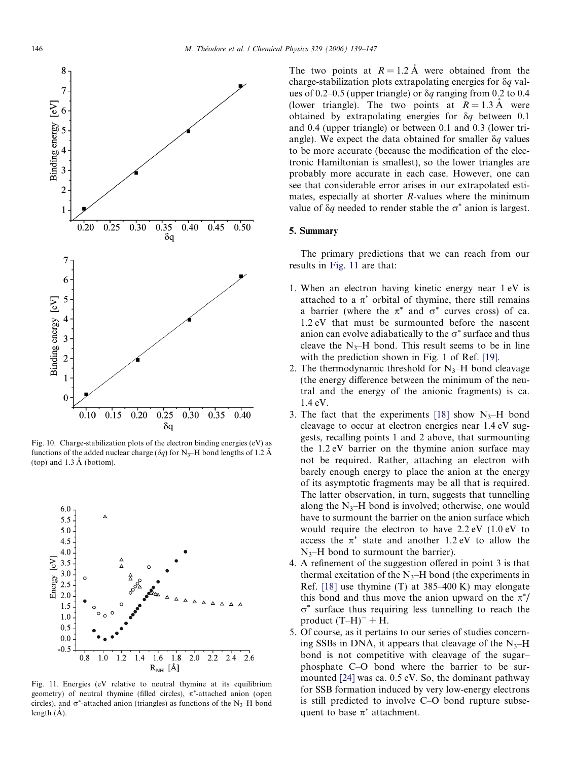Fig. 10. Charge-stabilization plots of the electron binding energies (eV) as functions of the added nuclear charge ($\delta q$) for $N_3$–H bond lengths of 1.2 Å (top) and 1.3 Å (bottom).

Fig. 11. Energies (eV relative to neutral thymine at its equilibrium geometry) of neutral thymine (filled circles), $\pi^*$-attached anion (open circles), and $\sigma^*$-attached anion (triangles) as functions of the $N_3$–H bond length (Å).

The two points at $R = 1.2$ Å were obtained from the charge-stabilization plots extrapolating energies for $\delta q$ values of 0.2–0.5 (upper triangle) or $\delta q$ ranging from 0.2 to 0.4 (lower triangle). The two points at $R = 1.3$ Å were obtained by extrapolating energies for $\delta q$ between 0.1 and 0.4 (upper triangle) or between 0.1 and 0.3 (lower triangle). We expect the data obtained for smaller $\delta q$ values to be more accurate (because the modification of the electronic Hamiltonian is smallest), so the lower triangles are probably more accurate in each case. However, one can see that considerable error arises in our extrapolated estimates, especially at shorter $R$-values where the minimum value of $\delta q$ needed to render stable the $\sigma^*$ anion is largest.

## 5. Summary

The primary predictions that we can reach from our results in Fig. 11 are that:

1. When an electron having kinetic energy near 1 eV is attached to a $\pi^*$ orbital of thymine, there still remains a barrier (where the $\pi^*$ and $\sigma^*$ curves cross) of ca. 1.2 eV that must be surmounted before the nascent anion can evolve adiabatically to the $\sigma^*$ surface and thus cleave the $N_3$–H bond. This result seems to be in line with the prediction shown in Fig. 1 of Ref. [19].
2. The thermodynamic threshold for $N_3$–H bond cleavage (the energy difference between the minimum of the neutral and the energy of the anionic fragments) is ca. 1.4 eV.
3. The fact that the experiments [18] show $N_3$–H bond cleavage to occur at electron energies near 1.4 eV suggests, recalling points 1 and 2 above, that surmounting the 1.2 eV barrier on the thymine anion surface may not be required. Rather, attaching an electron with barely enough energy to place the anion at the energy of its asymptotic fragments may be all that is required. The latter observation, in turn, suggests that tunnelling along the $N_3$–H bond is involved; otherwise, one would have to surmount the barrier on the anion surface which would require the electron to have 2.2 eV (1.0 eV to access the $\pi^*$ state and another 1.2 eV to allow the $N_3$–H bond to surmount the barrier).
4. A refinement of the suggestion offered in point 3 is that thermal excitation of the $N_3$–H bond (the experiments in Ref. [18] use thymine (T) at 385–400 K) may elongate this bond and thus move the anion upward on the $\pi^*/\sigma^*$ surface thus requiring less tunnelling to reach the product $(T\text{–}H)^- + H$.
5. Of course, as it pertains to our series of studies concerning SSBs in DNA, it appears that cleavage of the $N_3$–H bond is not competitive with cleavage of the sugar–phosphate C–O bond where the barrier to be surmounted [24] was ca. 0.5 eV. So, the dominant pathway for SSB formation induced by very low-energy electrons is still predicted to involve C–O bond rupture subsequent to base $\pi^*$ attachment.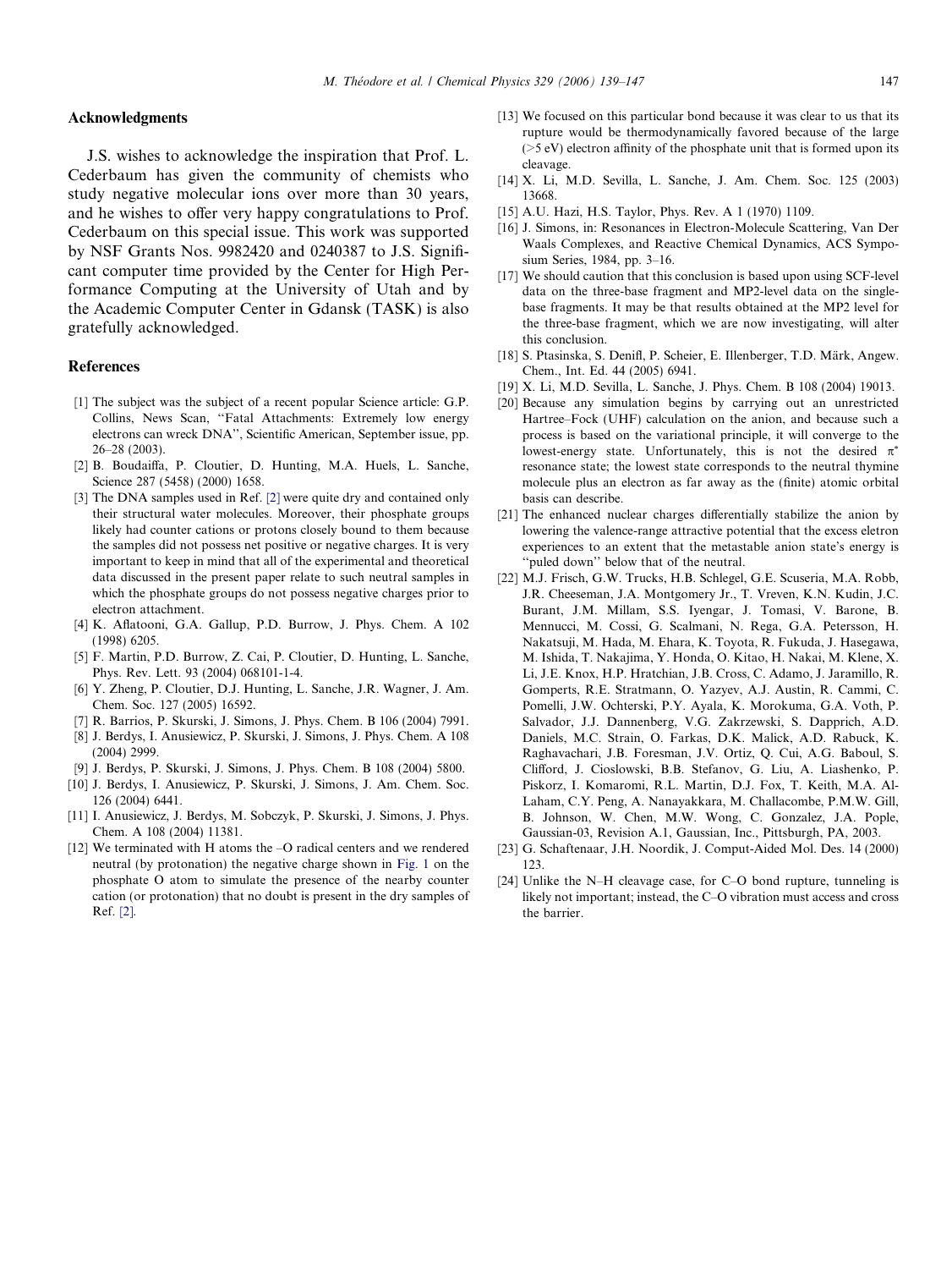## Acknowledgments

J.S. wishes to acknowledge the inspiration that Prof. L. Cederbaum has given the community of chemists who study negative molecular ions over more than 30 years, and he wishes to offer very happy congratulations to Prof. Cederbaum on this special issue. This work was supported by NSF Grants Nos. 9982420 and 0240387 to J.S. Significant computer time provided by the Center for High Performance Computing at the University of Utah and by the Academic Computer Center in Gdansk (TASK) is also gratefully acknowledged.

## References

[1] The subject was the subject of a recent popular Science article: G.P. Collins, News Scan, "Fatal Attachments: Extremely low energy electrons can wreck DNA", Scientific American, September issue, pp. 26–28 (2003).

[2] B. Boudaiffa, P. Cloutier, D. Hunting, M.A. Huels, L. Sanche, Science 287 (5458) (2000) 1658.

[3] The DNA samples used in Ref. [2] were quite dry and contained only their structural water molecules. Moreover, their phosphate groups likely had counter cations or protons closely bound to them because the samples did not possess net positive or negative charges. It is very important to keep in mind that all of the experimental and theoretical data discussed in the present paper relate to such neutral samples in which the phosphate groups do not possess negative charges prior to electron attachment.

[4] K. Aflatooni, G.A. Gallup, P.D. Burrow, J. Phys. Chem. A 102 (1998) 6205.

[5] F. Martin, P.D. Burrow, Z. Cai, P. Cloutier, D. Hunting, L. Sanche, Phys. Rev. Lett. 93 (2004) 068101-1-4.

[6] Y. Zheng, P. Cloutier, D.J. Hunting, L. Sanche, J.R. Wagner, J. Am. Chem. Soc. 127 (2005) 16592.

[7] R. Barrios, P. Skurski, J. Simons, J. Phys. Chem. B 106 (2004) 7991.

[8] J. Berdys, I. Anusiewicz, P. Skurski, J. Simons, J. Phys. Chem. A 108 (2004) 2999.

[9] J. Berdys, P. Skurski, J. Simons, J. Phys. Chem. B 108 (2004) 5800.

[10] J. Berdys, I. Anusiewicz, P. Skurski, J. Simons, J. Am. Chem. Soc. 126 (2004) 6441.

[11] I. Anusiewicz, J. Berdys, M. Sobczyk, P. Skurski, J. Simons, J. Phys. Chem. A 108 (2004) 11381.

[12] We terminated with H atoms the –O radical centers and we rendered neutral (by protonation) the negative charge shown in Fig. 1 on the phosphate O atom to simulate the presence of the nearby counter cation (or protonation) that no doubt is present in the dry samples of Ref. [2].

[13] We focused on this particular bond because it was clear to us that its rupture would be thermodynamically favored because of the large (>5 eV) electron affinity of the phosphate unit that is formed upon its cleavage.

[14] X. Li, M.D. Sevilla, L. Sanche, J. Am. Chem. Soc. 125 (2003) 13668.

[15] A.U. Hazi, H.S. Taylor, Phys. Rev. A 1 (1970) 1109.

[16] J. Simons, in: Resonances in Electron-Molecule Scattering, Van Der Waals Complexes, and Reactive Chemical Dynamics, ACS Symposium Series, 1984, pp. 3–16.

[17] We should caution that this conclusion is based upon using SCF-level data on the three-base fragment and MP2-level data on the single-base fragments. It may be that results obtained at the MP2 level for the three-base fragment, which we are now investigating, will alter this conclusion.

[18] S. Ptasinska, S. Denifl, P. Scheier, E. Illenberger, T.D. Märk, Angew. Chem., Int. Ed. 44 (2005) 6941.

[19] X. Li, M.D. Sevilla, L. Sanche, J. Phys. Chem. B 108 (2004) 19013.

[20] Because any simulation begins by carrying out an unrestricted Hartree–Fock (UHF) calculation on the anion, and because such a process is based on the variational principle, it will converge to the lowest-energy state. Unfortunately, this is not the desired $\pi^*$ resonance state; the lowest state corresponds to the neutral thymine molecule plus an electron as far away as the (finite) atomic orbital basis can describe.

[21] The enhanced nuclear charges differentially stabilize the anion by lowering the valence-range attractive potential that the excess eletron experiences to an extent that the metastable anion state's energy is "puled down" below that of the neutral.

[22] M.J. Frisch, G.W. Trucks, H.B. Schlegel, G.E. Scuseria, M.A. Robb, J.R. Cheeseman, J.A. Montgomery Jr., T. Vreven, K.N. Kudin, J.C. Burant, J.M. Millam, S.S. Iyengar, J. Tomasi, V. Barone, B. Mennucci, M. Cossi, G. Scalmani, N. Rega, G.A. Petersson, H. Nakatsuji, M. Hada, M. Ehara, K. Toyota, R. Fukuda, J. Hasegawa, M. Ishida, T. Nakajima, Y. Honda, O. Kitao, H. Nakai, M. Klene, X. Li, J.E. Knox, H.P. Hratchian, J.B. Cross, C. Adamo, J. Jaramillo, R. Gomperts, R.E. Stratmann, O. Yazyev, A.J. Austin, R. Cammi, C. Pomelli, J.W. Ochterski, P.Y. Ayala, K. Morokuma, G.A. Voth, P. Salvador, J.J. Dannenberg, V.G. Zakrzewski, S. Dapprich, A.D. Daniels, M.C. Strain, O. Farkas, D.K. Malick, A.D. Rabuck, K. Raghavachari, J.B. Foresman, J.V. Ortiz, Q. Cui, A.G. Baboul, S. Clifford, J. Cioslowski, B.B. Stefanov, G. Liu, A. Liashenko, P. Piskorz, I. Komaromi, R.L. Martin, D.J. Fox, T. Keith, M.A. Al-Laham, C.Y. Peng, A. Nanayakkara, M. Challacombe, P.M.W. Gill, B. Johnson, W. Chen, M.W. Wong, C. Gonzalez, J.A. Pople, Gaussian-03, Revision A.1, Gaussian, Inc., Pittsburgh, PA, 2003.

[23] G. Schaftenaar, J.H. Noordik, J. Comput-Aided Mol. Des. 14 (2000) 123.

[24] Unlike the N–H cleavage case, for C–O bond rupture, tunneling is likely not important; instead, the C–O vibration must access and cross the barrier.